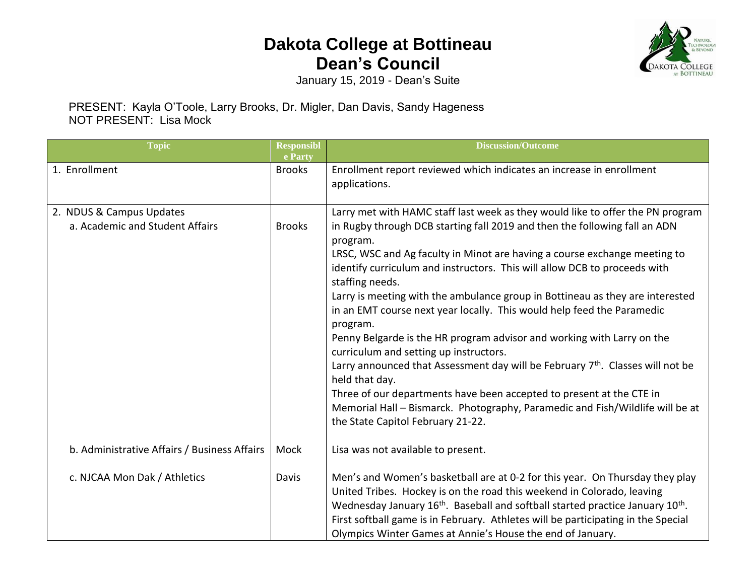# Dakota College at Bottineau
## Dean's Council

January 15, 2019 - Dean's Suite

PRESENT: Kayla O'Toole, Larry Brooks, Dr. Migler, Dan Davis, Sandy Hageness
NOT PRESENT: Lisa Mock

| Topic | Responsible Party | Discussion/Outcome |
|---|---|---|
| 1. Enrollment | Brooks | Enrollment report reviewed which indicates an increase in enrollment applications. |
| 2. NDUS & Campus Updates<br>a. Academic and Student Affairs | Brooks | Larry met with HAMC staff last week as they would like to offer the PN program in Rugby through DCB starting fall 2019 and then the following fall an ADN program.<br>LRSC, WSC and Ag faculty in Minot are having a course exchange meeting to identify curriculum and instructors. This will allow DCB to proceeds with staffing needs.<br>Larry is meeting with the ambulance group in Bottineau as they are interested in an EMT course next year locally. This would help feed the Paramedic program.<br>Penny Belgarde is the HR program advisor and working with Larry on the curriculum and setting up instructors.<br>Larry announced that Assessment day will be February 7th. Classes will not be held that day.<br>Three of our departments have been accepted to present at the CTE in Memorial Hall – Bismarck. Photography, Paramedic and Fish/Wildlife will be at the State Capitol February 21-22. |
| b. Administrative Affairs / Business Affairs | Mock | Lisa was not available to present. |
| c. NJCAA Mon Dak / Athletics | Davis | Men's and Women's basketball are at 0-2 for this year. On Thursday they play United Tribes. Hockey is on the road this weekend in Colorado, leaving Wednesday January 16th. Baseball and softball started practice January 10th. First softball game is in February. Athletes will be participating in the Special Olympics Winter Games at Annie's House the end of January. |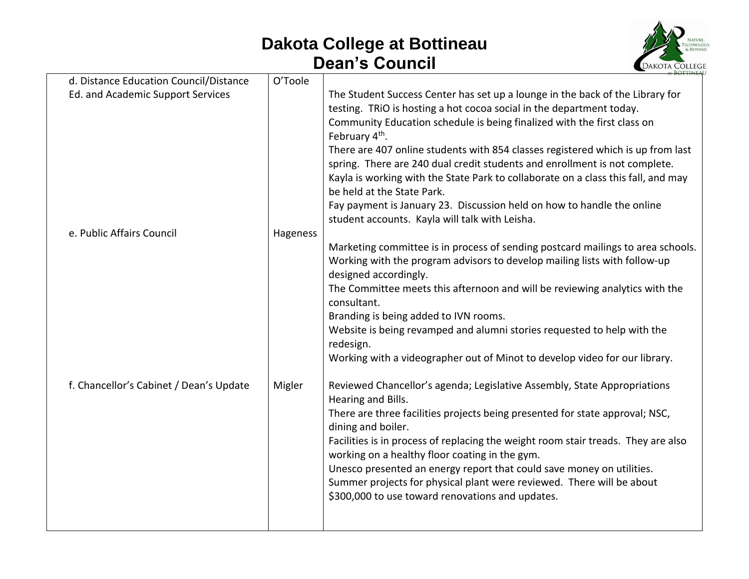# Dakota College at Bottineau

## Dean's Council

| | | |
|---|---|---|
| d. Distance Education Council/Distance Ed. and Academic Support Services | O'Toole | The Student Success Center has set up a lounge in the back of the Library for testing. TRiO is hosting a hot cocoa social in the department today.<br>Community Education schedule is being finalized with the first class on February 4th.<br>There are 407 online students with 854 classes registered which is up from last spring. There are 240 dual credit students and enrollment is not complete.<br>Kayla is working with the State Park to collaborate on a class this fall, and may be held at the State Park.<br>Fay payment is January 23. Discussion held on how to handle the online student accounts. Kayla will talk with Leisha. |
| e. Public Affairs Council | Hageness | Marketing committee is in process of sending postcard mailings to area schools. Working with the program advisors to develop mailing lists with follow-up designed accordingly.<br>The Committee meets this afternoon and will be reviewing analytics with the consultant.<br>Branding is being added to IVN rooms.<br>Website is being revamped and alumni stories requested to help with the redesign.<br>Working with a videographer out of Minot to develop video for our library. |
| f. Chancellor's Cabinet / Dean's Update | Migler | Reviewed Chancellor's agenda; Legislative Assembly, State Appropriations Hearing and Bills.<br>There are three facilities projects being presented for state approval; NSC, dining and boiler.<br>Facilities is in process of replacing the weight room stair treads. They are also working on a healthy floor coating in the gym.<br>Unesco presented an energy report that could save money on utilities.<br>Summer projects for physical plant were reviewed. There will be about $300,000 to use toward renovations and updates. |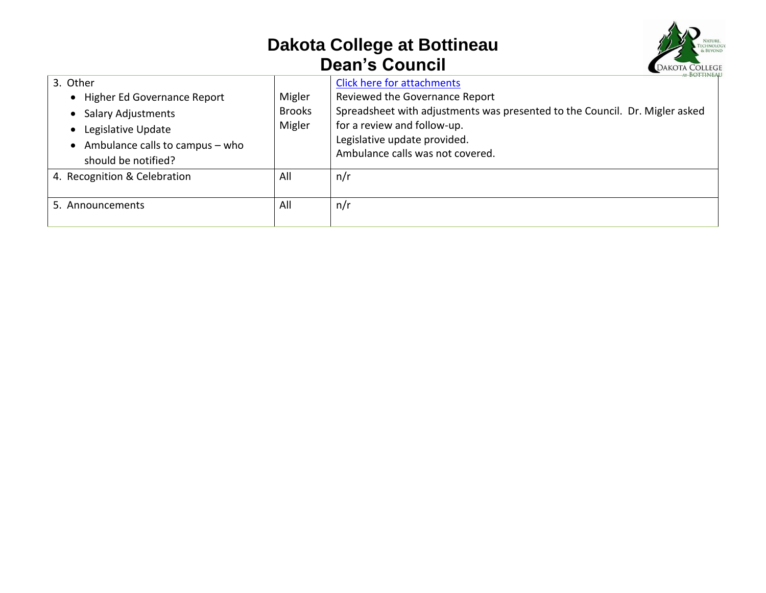# Dakota College at Bottineau
## Dean's Council

| | | |
|---|---|---|
| 3. Other<br>• Higher Ed Governance Report<br>• Salary Adjustments<br>• Legislative Update<br>• Ambulance calls to campus – who should be notified? | <br>Migler<br>Brooks<br>Migler | Click here for attachments<br>Reviewed the Governance Report<br>Spreadsheet with adjustments was presented to the Council. Dr. Migler asked for a review and follow-up.<br>Legislative update provided.<br>Ambulance calls was not covered. |
| 4. Recognition & Celebration | All | n/r |
| 5. Announcements | All | n/r |